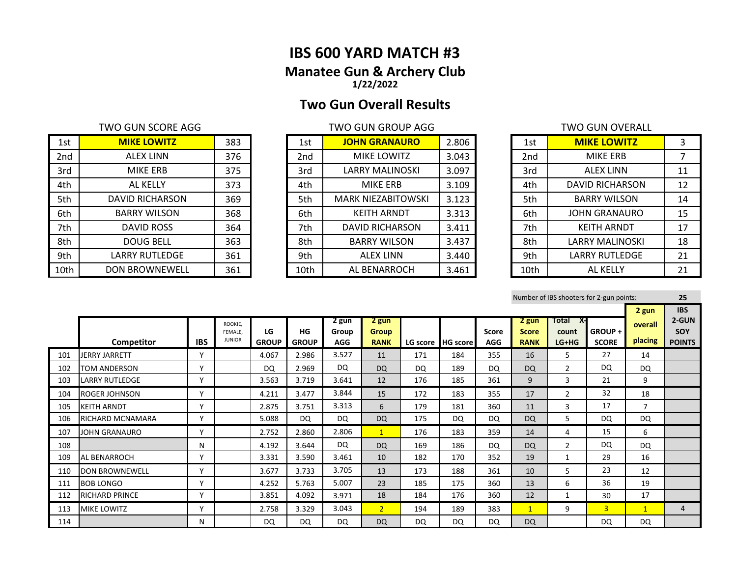# IBS 600 YARD MATCH #3

## Manatee Gun & Archery Club

**1/22/2022**

## Two Gun Overall Results

TWO GUN SCORE AGG

| | | |
|---|---|---|
| 1st | **MIKE LOWITZ** | 383 |
| 2nd | ALEX LINN | 376 |
| 3rd | MIKE ERB | 375 |
| 4th | AL KELLY | 373 |
| 5th | DAVID RICHARSON | 369 |
| 6th | BARRY WILSON | 368 |
| 7th | DAVID ROSS | 364 |
| 8th | DOUG BELL | 363 |
| 9th | LARRY RUTLEDGE | 361 |
| 10th | DON BROWNEWELL | 361 |

TWO GUN GROUP AGG

| | | |
|---|---|---|
| 1st | **JOHN GRANAURO** | 2.806 |
| 2nd | MIKE LOWITZ | 3.043 |
| 3rd | LARRY MALINOSKI | 3.097 |
| 4th | MIKE ERB | 3.109 |
| 5th | MARK NIEZABITOWSKI | 3.123 |
| 6th | KEITH ARNDT | 3.313 |
| 7th | DAVID RICHARSON | 3.411 |
| 8th | BARRY WILSON | 3.437 |
| 9th | ALEX LINN | 3.440 |
| 10th | AL BENARROCH | 3.461 |

TWO GUN OVERALL

| | | |
|---|---|---|
| 1st | **MIKE LOWITZ** | 3 |
| 2nd | MIKE ERB | 7 |
| 3rd | ALEX LINN | 11 |
| 4th | DAVID RICHARSON | 12 |
| 5th | BARRY WILSON | 14 |
| 6th | JOHN GRANAURO | 15 |
| 7th | KEITH ARNDT | 17 |
| 8th | LARRY MALINOSKI | 18 |
| 9th | LARRY RUTLEDGE | 21 |
| 10th | AL KELLY | 21 |

Number of IBS shooters for 2-gun points: 25

| | Competitor | IBS | ROOKIE, FEMALE, JUNIOR | LG GROUP | HG GROUP | 2 gun Group AGG | 2 gun Group RANK | LG score | HG score | Score AGG | 2 gun Score RANK | Total X-count LG+HG | GROUP + SCORE | 2 gun overall placing | IBS 2-GUN SOY POINTS |
|---|---|---|---|---|---|---|---|---|---|---|---|---|---|---|---|
| 101 | JERRY JARRETT | Y | | 4.067 | 2.986 | 3.527 | 11 | 171 | 184 | 355 | 16 | 5 | 27 | 14 | |
| 102 | TOM ANDERSON | Y | | DQ | 2.969 | DQ | DQ | DQ | 189 | DQ | DQ | 2 | DQ | DQ | |
| 103 | LARRY RUTLEDGE | Y | | 3.563 | 3.719 | 3.641 | 12 | 176 | 185 | 361 | 9 | 3 | 21 | 9 | |
| 104 | ROGER JOHNSON | Y | | 4.211 | 3.477 | 3.844 | 15 | 172 | 183 | 355 | 17 | 2 | 32 | 18 | |
| 105 | KEITH ARNDT | Y | | 2.875 | 3.751 | 3.313 | 6 | 179 | 181 | 360 | 11 | 3 | 17 | 7 | |
| 106 | RICHARD MCNAMARA | Y | | 5.088 | DQ | DQ | DQ | 175 | DQ | DQ | DQ | 5 | DQ | DQ | |
| 107 | JOHN GRANAURO | Y | | 2.752 | 2.860 | 2.806 | 1 | 176 | 183 | 359 | 14 | 4 | 15 | 6 | |
| 108 | | N | | 4.192 | 3.644 | DQ | DQ | 169 | 186 | DQ | DQ | 2 | DQ | DQ | |
| 109 | AL BENARROCH | Y | | 3.331 | 3.590 | 3.461 | 10 | 182 | 170 | 352 | 19 | 1 | 29 | 16 | |
| 110 | DON BROWNEWELL | Y | | 3.677 | 3.733 | 3.705 | 13 | 173 | 188 | 361 | 10 | 5 | 23 | 12 | |
| 111 | BOB LONGO | Y | | 4.252 | 5.763 | 5.007 | 23 | 185 | 175 | 360 | 13 | 6 | 36 | 19 | |
| 112 | RICHARD PRINCE | Y | | 3.851 | 4.092 | 3.971 | 18 | 184 | 176 | 360 | 12 | 1 | 30 | 17 | |
| 113 | MIKE LOWITZ | Y | | 2.758 | 3.329 | 3.043 | 2 | 194 | 189 | 383 | 1 | 9 | 3 | 1 | 4 |
| 114 | | N | | DQ | DQ | DQ | DQ | DQ | DQ | DQ | DQ | | DQ | DQ | |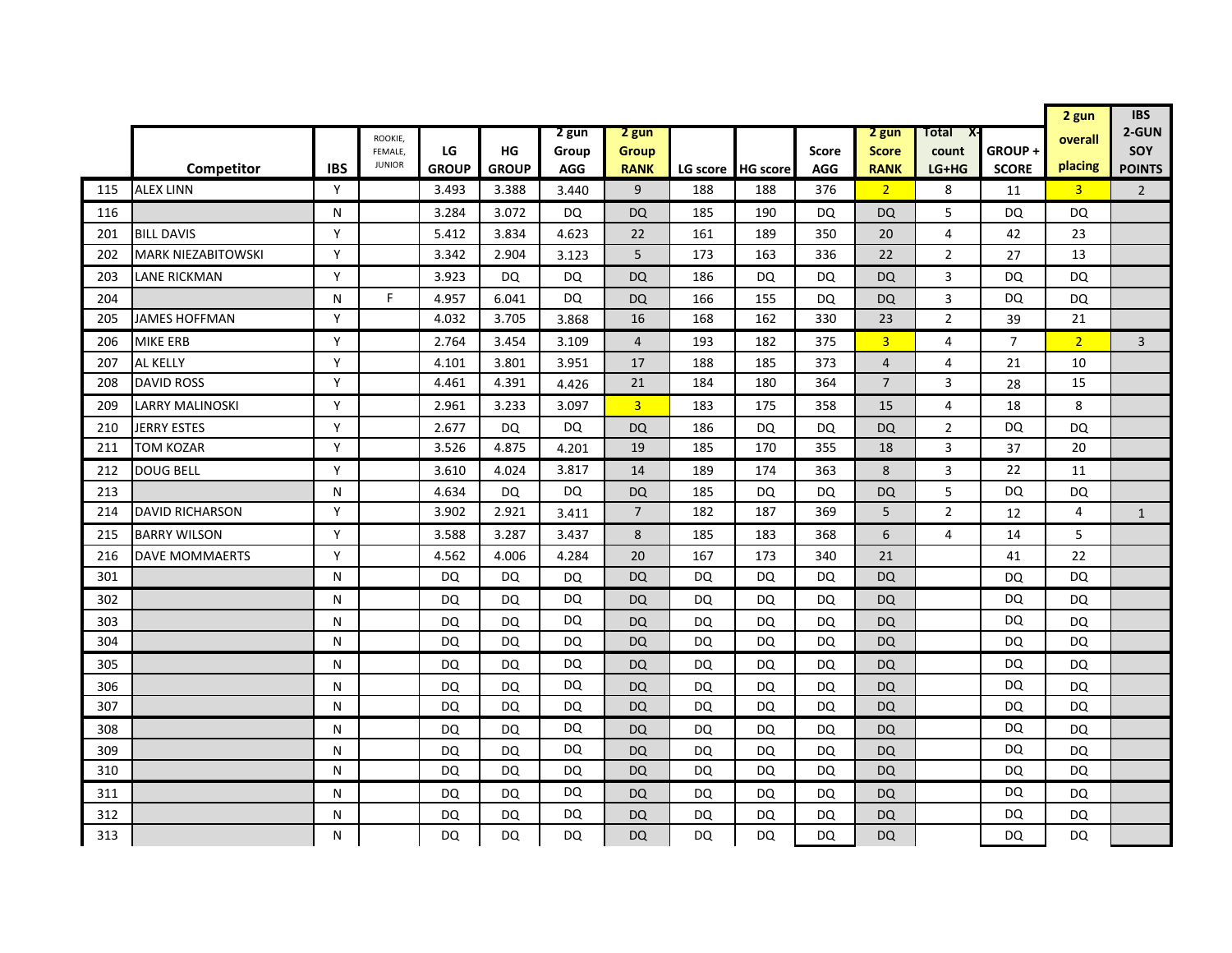| | Competitor | IBS | ROOKIE, FEMALE, JUNIOR | LG GROUP | HG GROUP | 2 gun Group AGG | 2 gun Group RANK | LG score | HG score | Score AGG | 2 gun Score RANK | Total X-count LG+HG | GROUP + SCORE | 2 gun overall placing | IBS 2-GUN SOY POINTS |
|---|---|---|---|---|---|---|---|---|---|---|---|---|---|---|---|
| 115 | ALEX LINN | Y | | 3.493 | 3.388 | 3.440 | 9 | 188 | 188 | 376 | 2 | 8 | 11 | 3 | 2 |
| 116 | | N | | 3.284 | 3.072 | DQ | DQ | 185 | 190 | DQ | DQ | 5 | DQ | DQ | |
| 201 | BILL DAVIS | Y | | 5.412 | 3.834 | 4.623 | 22 | 161 | 189 | 350 | 20 | 4 | 42 | 23 | |
| 202 | MARK NIEZABITOWSKI | Y | | 3.342 | 2.904 | 3.123 | 5 | 173 | 163 | 336 | 22 | 2 | 27 | 13 | |
| 203 | LANE RICKMAN | Y | | 3.923 | DQ | DQ | DQ | 186 | DQ | DQ | DQ | 3 | DQ | DQ | |
| 204 | | N | F | 4.957 | 6.041 | DQ | DQ | 166 | 155 | DQ | DQ | 3 | DQ | DQ | |
| 205 | JAMES HOFFMAN | Y | | 4.032 | 3.705 | 3.868 | 16 | 168 | 162 | 330 | 23 | 2 | 39 | 21 | |
| 206 | MIKE ERB | Y | | 2.764 | 3.454 | 3.109 | 4 | 193 | 182 | 375 | 3 | 4 | 7 | 2 | 3 |
| 207 | AL KELLY | Y | | 4.101 | 3.801 | 3.951 | 17 | 188 | 185 | 373 | 4 | 4 | 21 | 10 | |
| 208 | DAVID ROSS | Y | | 4.461 | 4.391 | 4.426 | 21 | 184 | 180 | 364 | 7 | 3 | 28 | 15 | |
| 209 | LARRY MALINOSKI | Y | | 2.961 | 3.233 | 3.097 | 3 | 183 | 175 | 358 | 15 | 4 | 18 | 8 | |
| 210 | JERRY ESTES | Y | | 2.677 | DQ | DQ | DQ | 186 | DQ | DQ | DQ | 2 | DQ | DQ | |
| 211 | TOM KOZAR | Y | | 3.526 | 4.875 | 4.201 | 19 | 185 | 170 | 355 | 18 | 3 | 37 | 20 | |
| 212 | DOUG BELL | Y | | 3.610 | 4.024 | 3.817 | 14 | 189 | 174 | 363 | 8 | 3 | 22 | 11 | |
| 213 | | N | | 4.634 | DQ | DQ | DQ | 185 | DQ | DQ | DQ | 5 | DQ | DQ | |
| 214 | DAVID RICHARSON | Y | | 3.902 | 2.921 | 3.411 | 7 | 182 | 187 | 369 | 5 | 2 | 12 | 4 | 1 |
| 215 | BARRY WILSON | Y | | 3.588 | 3.287 | 3.437 | 8 | 185 | 183 | 368 | 6 | 4 | 14 | 5 | |
| 216 | DAVE MOMMAERTS | Y | | 4.562 | 4.006 | 4.284 | 20 | 167 | 173 | 340 | 21 | | 41 | 22 | |
| 301 | | N | | DQ | DQ | DQ | DQ | DQ | DQ | DQ | DQ | | DQ | DQ | |
| 302 | | N | | DQ | DQ | DQ | DQ | DQ | DQ | DQ | DQ | | DQ | DQ | |
| 303 | | N | | DQ | DQ | DQ | DQ | DQ | DQ | DQ | DQ | | DQ | DQ | |
| 304 | | N | | DQ | DQ | DQ | DQ | DQ | DQ | DQ | DQ | | DQ | DQ | |
| 305 | | N | | DQ | DQ | DQ | DQ | DQ | DQ | DQ | DQ | | DQ | DQ | |
| 306 | | N | | DQ | DQ | DQ | DQ | DQ | DQ | DQ | DQ | | DQ | DQ | |
| 307 | | N | | DQ | DQ | DQ | DQ | DQ | DQ | DQ | DQ | | DQ | DQ | |
| 308 | | N | | DQ | DQ | DQ | DQ | DQ | DQ | DQ | DQ | | DQ | DQ | |
| 309 | | N | | DQ | DQ | DQ | DQ | DQ | DQ | DQ | DQ | | DQ | DQ | |
| 310 | | N | | DQ | DQ | DQ | DQ | DQ | DQ | DQ | DQ | | DQ | DQ | |
| 311 | | N | | DQ | DQ | DQ | DQ | DQ | DQ | DQ | DQ | | DQ | DQ | |
| 312 | | N | | DQ | DQ | DQ | DQ | DQ | DQ | DQ | DQ | | DQ | DQ | |
| 313 | | N | | DQ | DQ | DQ | DQ | DQ | DQ | DQ | DQ | | DQ | DQ | |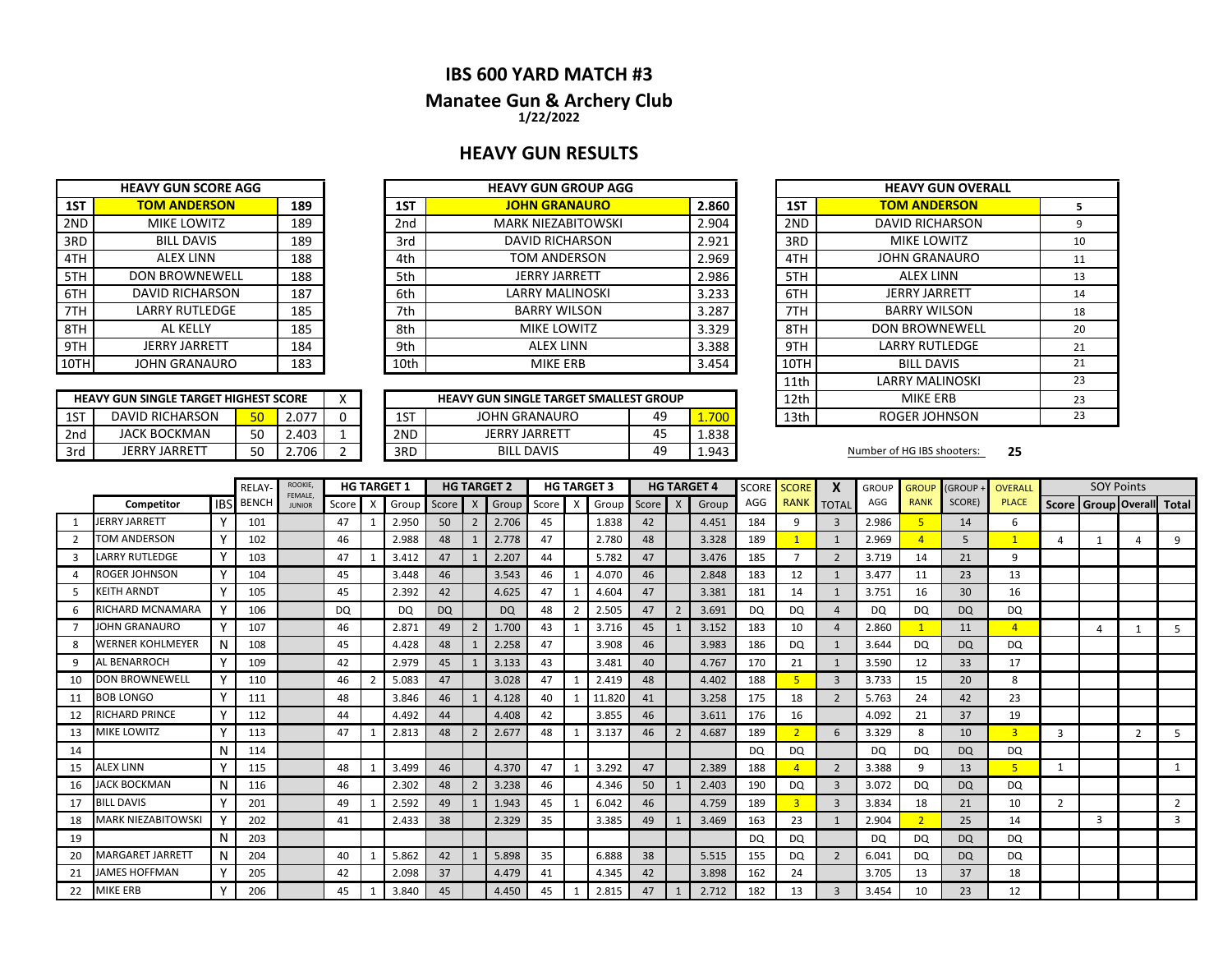# IBS 600 YARD MATCH #3

## Manatee Gun & Archery Club

**1/22/2022**

## HEAVY GUN RESULTS

| HEAVY GUN SCORE AGG | | |
|---|---|---|
| 1ST | TOM ANDERSON | 189 |
| 2ND | MIKE LOWITZ | 189 |
| 3RD | BILL DAVIS | 189 |
| 4TH | ALEX LINN | 188 |
| 5TH | DON BROWNEWELL | 188 |
| 6TH | DAVID RICHARSON | 187 |
| 7TH | LARRY RUTLEDGE | 185 |
| 8TH | AL KELLY | 185 |
| 9TH | JERRY JARRETT | 184 |
| 10TH | JOHN GRANAURO | 183 |

| HEAVY GUN GROUP AGG | | |
|---|---|---|
| 1ST | JOHN GRANAURO | 2.860 |
| 2nd | MARK NIEZABITOWSKI | 2.904 |
| 3rd | DAVID RICHARSON | 2.921 |
| 4th | TOM ANDERSON | 2.969 |
| 5th | JERRY JARRETT | 2.986 |
| 6th | LARRY MALINOSKI | 3.233 |
| 7th | BARRY WILSON | 3.287 |
| 8th | MIKE LOWITZ | 3.329 |
| 9th | ALEX LINN | 3.388 |
| 10th | MIKE ERB | 3.454 |

| HEAVY GUN OVERALL | | |
|---|---|---|
| 1ST | TOM ANDERSON | 5 |
| 2ND | DAVID RICHARSON | 9 |
| 3RD | MIKE LOWITZ | 10 |
| 4TH | JOHN GRANAURO | 11 |
| 5TH | ALEX LINN | 13 |
| 6TH | JERRY JARRETT | 14 |
| 7TH | BARRY WILSON | 18 |
| 8TH | DON BROWNEWELL | 20 |
| 9TH | LARRY RUTLEDGE | 21 |
| 10TH | BILL DAVIS | 21 |
| 11th | LARRY MALINOSKI | 23 |
| 12th | MIKE ERB | 23 |
| 13th | ROGER JOHNSON | 23 |

| HEAVY GUN SINGLE TARGET HIGHEST SCORE | | | | X |
|---|---|---|---|---|
| 1ST | DAVID RICHARSON | 50 | 2.077 | 0 |
| 2nd | JACK BOCKMAN | 50 | 2.403 | 1 |
| 3rd | JERRY JARRETT | 50 | 2.706 | 2 |

| HEAVY GUN SINGLE TARGET SMALLEST GROUP | | | |
|---|---|---|---|
| 1ST | JOHN GRANAURO | 49 | 1.700 |
| 2ND | JERRY JARRETT | 45 | 1.838 |
| 3RD | BILL DAVIS | 49 | 1.943 |

Number of HG IBS shooters: 25

| | | | RELAY-BENCH | ROOKIE, FEMALE, JUNIOR | HG TARGET 1 | | | HG TARGET 2 | | | HG TARGET 3 | | | HG TARGET 4 | | | SCORE AGG | SCORE RANK | X TOTAL | GROUP AGG | GROUP RANK | (GROUP + SCORE) | OVERALL PLACE | SOY Points | | | |
|---|---|---|---|---|---|---|---|---|---|---|---|---|---|---|---|---|---|---|---|---|---|---|---|---|---|---|---|
| | Competitor | IBS | | | Score | X | Group | Score | X | Group | Score | X | Group | Score | X | Group | | | | | | | | Score | Group | Overall | Total |
| 1 | JERRY JARRETT | Y | 101 | | 47 | 1 | 2.950 | 50 | 2 | 2.706 | 45 | | 1.838 | 42 | | 4.451 | 184 | 9 | 3 | 2.986 | 5 | 14 | 6 | | | | |
| 2 | TOM ANDERSON | Y | 102 | | 46 | | 2.988 | 48 | 1 | 2.778 | 47 | | 2.780 | 48 | | 3.328 | 189 | 1 | 1 | 2.969 | 4 | 5 | 1 | 4 | 1 | 4 | 9 |
| 3 | LARRY RUTLEDGE | Y | 103 | | 47 | 1 | 3.412 | 47 | 1 | 2.207 | 44 | | 5.782 | 47 | | 3.476 | 185 | 7 | 2 | 3.719 | 14 | 21 | 9 | | | | |
| 4 | ROGER JOHNSON | Y | 104 | | 45 | | 3.448 | 46 | | 3.543 | 46 | 1 | 4.070 | 46 | | 2.848 | 183 | 12 | 1 | 3.477 | 11 | 23 | 13 | | | | |
| 5 | KEITH ARNDT | Y | 105 | | 45 | | 2.392 | 42 | | 4.625 | 47 | 1 | 4.604 | 47 | | 3.381 | 181 | 14 | 1 | 3.751 | 16 | 30 | 16 | | | | |
| 6 | RICHARD MCNAMARA | Y | 106 | | DQ | | DQ | DQ | | DQ | 48 | 2 | 2.505 | 47 | 2 | 3.691 | DQ | DQ | 4 | DQ | DQ | DQ | DQ | | | | |
| 7 | JOHN GRANAURO | Y | 107 | | 46 | | 2.871 | 49 | 2 | 1.700 | 43 | 1 | 3.716 | 45 | 1 | 3.152 | 183 | 10 | 4 | 2.860 | 1 | 11 | 4 | | 4 | 1 | 5 |
| 8 | WERNER KOHLMEYER | N | 108 | | 45 | | 4.428 | 48 | 1 | 2.258 | 47 | | 3.908 | 46 | | 3.983 | 186 | DQ | 1 | 3.644 | DQ | DQ | DQ | | | | |
| 9 | AL BENARROCH | Y | 109 | | 42 | | 2.979 | 45 | 1 | 3.133 | 43 | | 3.481 | 40 | | 4.767 | 170 | 21 | 1 | 3.590 | 12 | 33 | 17 | | | | |
| 10 | DON BROWNEWELL | Y | 110 | | 46 | 2 | 5.083 | 47 | | 3.028 | 47 | 1 | 2.419 | 48 | | 4.402 | 188 | 5 | 3 | 3.733 | 15 | 20 | 8 | | | | |
| 11 | BOB LONGO | Y | 111 | | 48 | | 3.846 | 46 | 1 | 4.128 | 40 | 1 | 11.820 | 41 | | 3.258 | 175 | 18 | 2 | 5.763 | 24 | 42 | 23 | | | | |
| 12 | RICHARD PRINCE | Y | 112 | | 44 | | 4.492 | 44 | | 4.408 | 42 | | 3.855 | 46 | | 3.611 | 176 | 16 | | 4.092 | 21 | 37 | 19 | | | | |
| 13 | MIKE LOWITZ | Y | 113 | | 47 | 1 | 2.813 | 48 | 2 | 2.677 | 48 | 1 | 3.137 | 46 | 2 | 4.687 | 189 | 2 | 6 | 3.329 | 8 | 10 | 3 | 3 | | 2 | 5 |
| 14 | | N | 114 | | | | | | | | | | | | | | DQ | DQ | | DQ | DQ | DQ | DQ | | | | |
| 15 | ALEX LINN | Y | 115 | | 48 | 1 | 3.499 | 46 | | 4.370 | 47 | 1 | 3.292 | 47 | | 2.389 | 188 | 4 | 2 | 3.388 | 9 | 13 | 5 | 1 | | | 1 |
| 16 | JACK BOCKMAN | N | 116 | | 46 | | 2.302 | 48 | 2 | 3.238 | 46 | | 4.346 | 50 | 1 | 2.403 | 190 | DQ | 3 | 3.072 | DQ | DQ | DQ | | | | |
| 17 | BILL DAVIS | Y | 201 | | 49 | 1 | 2.592 | 49 | 1 | 1.943 | 45 | 1 | 6.042 | 46 | | 4.759 | 189 | 3 | 3 | 3.834 | 18 | 21 | 10 | 2 | | | 2 |
| 18 | MARK NIEZABITOWSKI | Y | 202 | | 41 | | 2.433 | 38 | | 2.329 | 35 | | 3.385 | 49 | 1 | 3.469 | 163 | 23 | 1 | 2.904 | 2 | 25 | 14 | | 3 | | 3 |
| 19 | | N | 203 | | | | | | | | | | | | | | DQ | DQ | | DQ | DQ | DQ | DQ | | | | |
| 20 | MARGARET JARRETT | N | 204 | | 40 | 1 | 5.862 | 42 | 1 | 5.898 | 35 | | 6.888 | 38 | | 5.515 | 155 | DQ | 2 | 6.041 | DQ | DQ | DQ | | | | |
| 21 | JAMES HOFFMAN | Y | 205 | | 42 | | 2.098 | 37 | | 4.479 | 41 | | 4.345 | 42 | | 3.898 | 162 | 24 | | 3.705 | 13 | 37 | 18 | | | | |
| 22 | MIKE ERB | Y | 206 | | 45 | 1 | 3.840 | 45 | | 4.450 | 45 | 1 | 2.815 | 47 | 1 | 2.712 | 182 | 13 | 3 | 3.454 | 10 | 23 | 12 | | | | |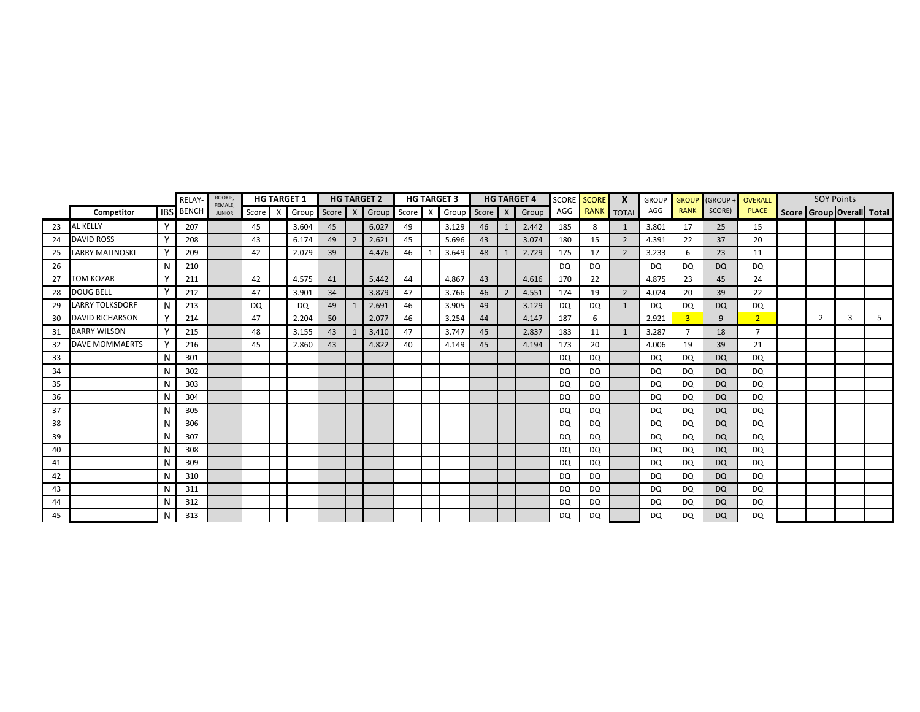| | Competitor | IBS | RELAY-BENCH | ROOKIE, FEMALE, JUNIOR | HG TARGET 1 | | | HG TARGET 2 | | | HG TARGET 3 | | | HG TARGET 4 | | | SCORE AGG | SCORE RANK | X TOTAL | GROUP AGG | GROUP RANK | (GROUP + SCORE) | OVERALL PLACE | SOY Points | | | |
|---|---|---|---|---|---|---|---|---|---|---|---|---|---|---|---|---|---|---|---|---|---|---|---|---|---|---|---|
| | | | | | Score | X | Group | Score | X | Group | Score | X | Group | Score | X | Group | | | | | | | | Score | Group | Overall | Total |
| 23 | AL KELLY | Y | 207 | | 45 | | 3.604 | 45 | | 6.027 | 49 | | 3.129 | 46 | 1 | 2.442 | 185 | 8 | 1 | 3.801 | 17 | 25 | 15 | | | | |
| 24 | DAVID ROSS | Y | 208 | | 43 | | 6.174 | 49 | 2 | 2.621 | 45 | | 5.696 | 43 | | 3.074 | 180 | 15 | 2 | 4.391 | 22 | 37 | 20 | | | | |
| 25 | LARRY MALINOSKI | Y | 209 | | 42 | | 2.079 | 39 | | 4.476 | 46 | 1 | 3.649 | 48 | 1 | 2.729 | 175 | 17 | 2 | 3.233 | 6 | 23 | 11 | | | | |
| 26 | | N | 210 | | | | | | | | | | | | | | DQ | DQ | | DQ | DQ | DQ | DQ | | | | |
| 27 | TOM KOZAR | Y | 211 | | 42 | | 4.575 | 41 | | 5.442 | 44 | | 4.867 | 43 | | 4.616 | 170 | 22 | | 4.875 | 23 | 45 | 24 | | | | |
| 28 | DOUG BELL | Y | 212 | | 47 | | 3.901 | 34 | | 3.879 | 47 | | 3.766 | 46 | 2 | 4.551 | 174 | 19 | 2 | 4.024 | 20 | 39 | 22 | | | | |
| 29 | LARRY TOLKSDORF | N | 213 | | DQ | | DQ | 49 | 1 | 2.691 | 46 | | 3.905 | 49 | | 3.129 | DQ | DQ | 1 | DQ | DQ | DQ | DQ | | | | |
| 30 | DAVID RICHARSON | Y | 214 | | 47 | | 2.204 | 50 | | 2.077 | 46 | | 3.254 | 44 | | 4.147 | 187 | 6 | | 2.921 | 3 | 9 | 2 | | 2 | 3 | 5 |
| 31 | BARRY WILSON | Y | 215 | | 48 | | 3.155 | 43 | 1 | 3.410 | 47 | | 3.747 | 45 | | 2.837 | 183 | 11 | 1 | 3.287 | 7 | 18 | 7 | | | | |
| 32 | DAVE MOMMAERTS | Y | 216 | | 45 | | 2.860 | 43 | | 4.822 | 40 | | 4.149 | 45 | | 4.194 | 173 | 20 | | 4.006 | 19 | 39 | 21 | | | | |
| 33 | | N | 301 | | | | | | | | | | | | | | DQ | DQ | | DQ | DQ | DQ | DQ | | | | |
| 34 | | N | 302 | | | | | | | | | | | | | | DQ | DQ | | DQ | DQ | DQ | DQ | | | | |
| 35 | | N | 303 | | | | | | | | | | | | | | DQ | DQ | | DQ | DQ | DQ | DQ | | | | |
| 36 | | N | 304 | | | | | | | | | | | | | | DQ | DQ | | DQ | DQ | DQ | DQ | | | | |
| 37 | | N | 305 | | | | | | | | | | | | | | DQ | DQ | | DQ | DQ | DQ | DQ | | | | |
| 38 | | N | 306 | | | | | | | | | | | | | | DQ | DQ | | DQ | DQ | DQ | DQ | | | | |
| 39 | | N | 307 | | | | | | | | | | | | | | DQ | DQ | | DQ | DQ | DQ | DQ | | | | |
| 40 | | N | 308 | | | | | | | | | | | | | | DQ | DQ | | DQ | DQ | DQ | DQ | | | | |
| 41 | | N | 309 | | | | | | | | | | | | | | DQ | DQ | | DQ | DQ | DQ | DQ | | | | |
| 42 | | N | 310 | | | | | | | | | | | | | | DQ | DQ | | DQ | DQ | DQ | DQ | | | | |
| 43 | | N | 311 | | | | | | | | | | | | | | DQ | DQ | | DQ | DQ | DQ | DQ | | | | |
| 44 | | N | 312 | | | | | | | | | | | | | | DQ | DQ | | DQ | DQ | DQ | DQ | | | | |
| 45 | | N | 313 | | | | | | | | | | | | | | DQ | DQ | | DQ | DQ | DQ | DQ | | | | |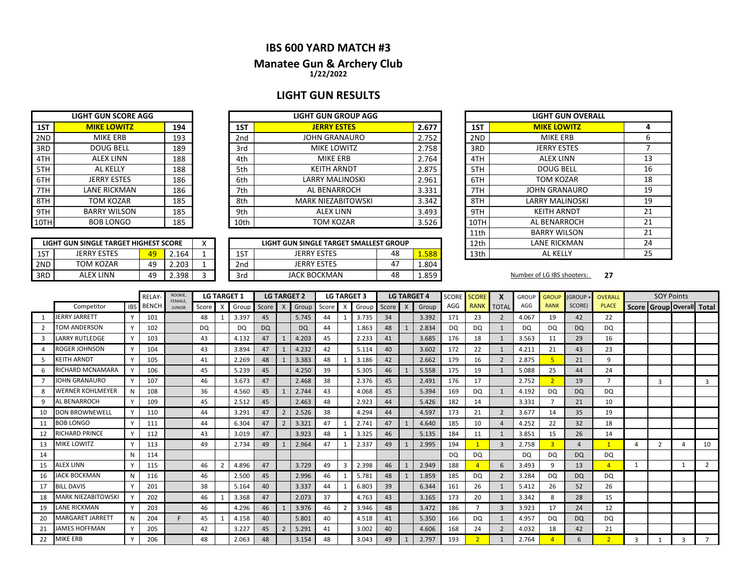# IBS 600 YARD MATCH #3

## Manatee Gun & Archery Club

**1/22/2022**

## LIGHT GUN RESULTS

| LIGHT GUN SCORE AGG | | |
|---|---|---|
| 1ST | **MIKE LOWITZ** | 194 |
| 2ND | MIKE ERB | 193 |
| 3RD | DOUG BELL | 189 |
| 4TH | ALEX LINN | 188 |
| 5TH | AL KELLY | 188 |
| 6TH | JERRY ESTES | 186 |
| 7TH | LANE RICKMAN | 186 |
| 8TH | TOM KOZAR | 185 |
| 9TH | BARRY WILSON | 185 |
| 10TH | BOB LONGO | 185 |

| LIGHT GUN GROUP AGG | | |
|---|---|---|
| 1ST | **JERRY ESTES** | 2.677 |
| 2nd | JOHN GRANAURO | 2.752 |
| 3rd | MIKE LOWITZ | 2.758 |
| 4th | MIKE ERB | 2.764 |
| 5th | KEITH ARNDT | 2.875 |
| 6th | LARRY MALINOSKI | 2.961 |
| 7th | AL BENARROCH | 3.331 |
| 8th | MARK NIEZABITOWSKI | 3.342 |
| 9th | ALEX LINN | 3.493 |
| 10th | TOM KOZAR | 3.526 |

| LIGHT GUN OVERALL | | |
|---|---|---|
| 1ST | **MIKE LOWITZ** | 4 |
| 2ND | MIKE ERB | 6 |
| 3RD | JERRY ESTES | 7 |
| 4TH | ALEX LINN | 13 |
| 5TH | DOUG BELL | 16 |
| 6TH | TOM KOZAR | 18 |
| 7TH | JOHN GRANAURO | 19 |
| 8TH | LARRY MALINOSKI | 19 |
| 9TH | KEITH ARNDT | 21 |
| 10TH | AL BENARROCH | 21 |
| 11th | BARRY WILSON | 21 |
| 12th | LANE RICKMAN | 24 |
| 13th | AL KELLY | 25 |

Number of LG IBS shooters: **27**

| LIGHT GUN SINGLE TARGET HIGHEST SCORE | | | | X |
|---|---|---|---|---|
| 1ST | JERRY ESTES | 49 | 2.164 | 1 |
| 2ND | TOM KOZAR | 49 | 2.203 | 1 |
| 3RD | ALEX LINN | 49 | 2.398 | 3 |

| LIGHT GUN SINGLE TARGET SMALLEST GROUP | | | |
|---|---|---|---|
| 1ST | JERRY ESTES | 48 | 1.588 |
| 2nd | JERRY ESTES | 47 | 1.804 |
| 3rd | JACK BOCKMAN | 48 | 1.859 |

| | Competitor | IBS | RELAY-BENCH | ROOKIE, FEMALE, JUNIOR | LG TARGET 1 | | | LG TARGET 2 | | | LG TARGET 3 | | | LG TARGET 4 | | | SCORE AGG | SCORE RANK | X TOTAL | GROUP AGG | GROUP RANK | (GROUP + SCORE) | OVERALL PLACE | SOY Points | | | |
|---|---|---|---|---|---|---|---|---|---|---|---|---|---|---|---|---|---|---|---|---|---|---|---|---|---|---|---|
| | | | | | Score | X | Group | Score | X | Group | Score | X | Group | Score | X | Group | | | | | | | | Score | Group | Overall | Total |
| 1 | JERRY JARRETT | Y | 101 | | 48 | 1 | 3.397 | 45 | | 5.745 | 44 | 1 | 3.735 | 34 | | 3.392 | 171 | 23 | 2 | 4.067 | 19 | 42 | 22 | | | | |
| 2 | TOM ANDERSON | Y | 102 | | DQ | | DQ | DQ | | DQ | 44 | | 1.863 | 48 | 1 | 2.834 | DQ | DQ | 1 | DQ | DQ | DQ | DQ | | | | |
| 3 | LARRY RUTLEDGE | Y | 103 | | 43 | | 4.132 | 47 | 1 | 4.203 | 45 | | 2.233 | 41 | | 3.685 | 176 | 18 | 1 | 3.563 | 11 | 29 | 16 | | | | |
| 4 | ROGER JOHNSON | Y | 104 | | 43 | | 3.894 | 47 | 1 | 4.232 | 42 | | 5.114 | 40 | | 3.602 | 172 | 22 | 1 | 4.211 | 21 | 43 | 23 | | | | |
| 5 | KEITH ARNDT | Y | 105 | | 41 | | 2.269 | 48 | 1 | 3.383 | 48 | 1 | 3.186 | 42 | | 2.662 | 179 | 16 | 2 | 2.875 | 5 | 21 | 9 | | | | |
| 6 | RICHARD MCNAMARA | Y | 106 | | 45 | | 5.239 | 45 | | 4.250 | 39 | | 5.305 | 46 | 1 | 5.558 | 175 | 19 | 1 | 5.088 | 25 | 44 | 24 | | | | |
| 7 | JOHN GRANAURO | Y | 107 | | 46 | | 3.673 | 47 | | 2.468 | 38 | | 2.376 | 45 | | 2.491 | 176 | 17 | | 2.752 | 2 | 19 | 7 | | 3 | | 3 |
| 8 | WERNER KOHLMEYER | N | 108 | | 36 | | 4.560 | 45 | 1 | 2.744 | 43 | | 4.068 | 45 | | 5.394 | 169 | DQ | 1 | 4.192 | DQ | DQ | DQ | | | | |
| 9 | AL BENARROCH | Y | 109 | | 45 | | 2.512 | 45 | | 2.463 | 48 | | 2.923 | 44 | | 5.426 | 182 | 14 | | 3.331 | 7 | 21 | 10 | | | | |
| 10 | DON BROWNEWELL | Y | 110 | | 44 | | 3.291 | 47 | 2 | 2.526 | 38 | | 4.294 | 44 | | 4.597 | 173 | 21 | 2 | 3.677 | 14 | 35 | 19 | | | | |
| 11 | BOB LONGO | Y | 111 | | 44 | | 6.304 | 47 | 2 | 3.321 | 47 | 1 | 2.741 | 47 | 1 | 4.640 | 185 | 10 | 4 | 4.252 | 22 | 32 | 18 | | | | |
| 12 | RICHARD PRINCE | Y | 112 | | 43 | | 3.019 | 47 | | 3.923 | 48 | 1 | 3.325 | 46 | | 5.135 | 184 | 11 | 1 | 3.851 | 15 | 26 | 14 | | | | |
| 13 | MIKE LOWITZ | Y | 113 | | 49 | | 2.734 | 49 | 1 | 2.964 | 47 | 1 | 2.337 | 49 | 1 | 2.995 | 194 | 1 | 3 | 2.758 | 3 | 4 | 1 | 4 | 2 | 4 | 10 |
| 14 | | N | 114 | | | | | | | | | | | | | | DQ | DQ | | DQ | DQ | DQ | DQ | | | | |
| 15 | ALEX LINN | Y | 115 | | 46 | 2 | 4.896 | 47 | | 3.729 | 49 | 3 | 2.398 | 46 | 1 | 2.949 | 188 | 4 | 6 | 3.493 | 9 | 13 | 4 | 1 | | 1 | 2 |
| 16 | JACK BOCKMAN | N | 116 | | 46 | | 2.500 | 45 | | 2.996 | 46 | 1 | 5.781 | 48 | 1 | 1.859 | 185 | DQ | 2 | 3.284 | DQ | DQ | DQ | | | | |
| 17 | BILL DAVIS | Y | 201 | | 38 | | 5.164 | 40 | | 3.337 | 44 | 1 | 6.803 | 39 | | 6.344 | 161 | 26 | 1 | 5.412 | 26 | 52 | 26 | | | | |
| 18 | MARK NIEZABITOWSKI | Y | 202 | | 46 | 1 | 3.368 | 47 | | 2.073 | 37 | | 4.763 | 43 | | 3.165 | 173 | 20 | 1 | 3.342 | 8 | 28 | 15 | | | | |
| 19 | LANE RICKMAN | Y | 203 | | 46 | | 4.296 | 46 | 1 | 3.976 | 46 | 2 | 3.946 | 48 | | 3.472 | 186 | 7 | 3 | 3.923 | 17 | 24 | 12 | | | | |
| 20 | MARGARET JARRETT | N | 204 | F | 45 | 1 | 4.158 | 40 | | 5.801 | 40 | | 4.518 | 41 | | 5.350 | 166 | DQ | 1 | 4.957 | DQ | DQ | DQ | | | | |
| 21 | JAMES HOFFMAN | Y | 205 | | 42 | | 3.227 | 45 | 2 | 5.291 | 41 | | 3.002 | 40 | | 4.606 | 168 | 24 | 2 | 4.032 | 18 | 42 | 21 | | | | |
| 22 | MIKE ERB | Y | 206 | | 48 | | 2.063 | 48 | | 3.154 | 48 | | 3.043 | 49 | 1 | 2.797 | 193 | 2 | 1 | 2.764 | 4 | 6 | 2 | 3 | 1 | 3 | 7 |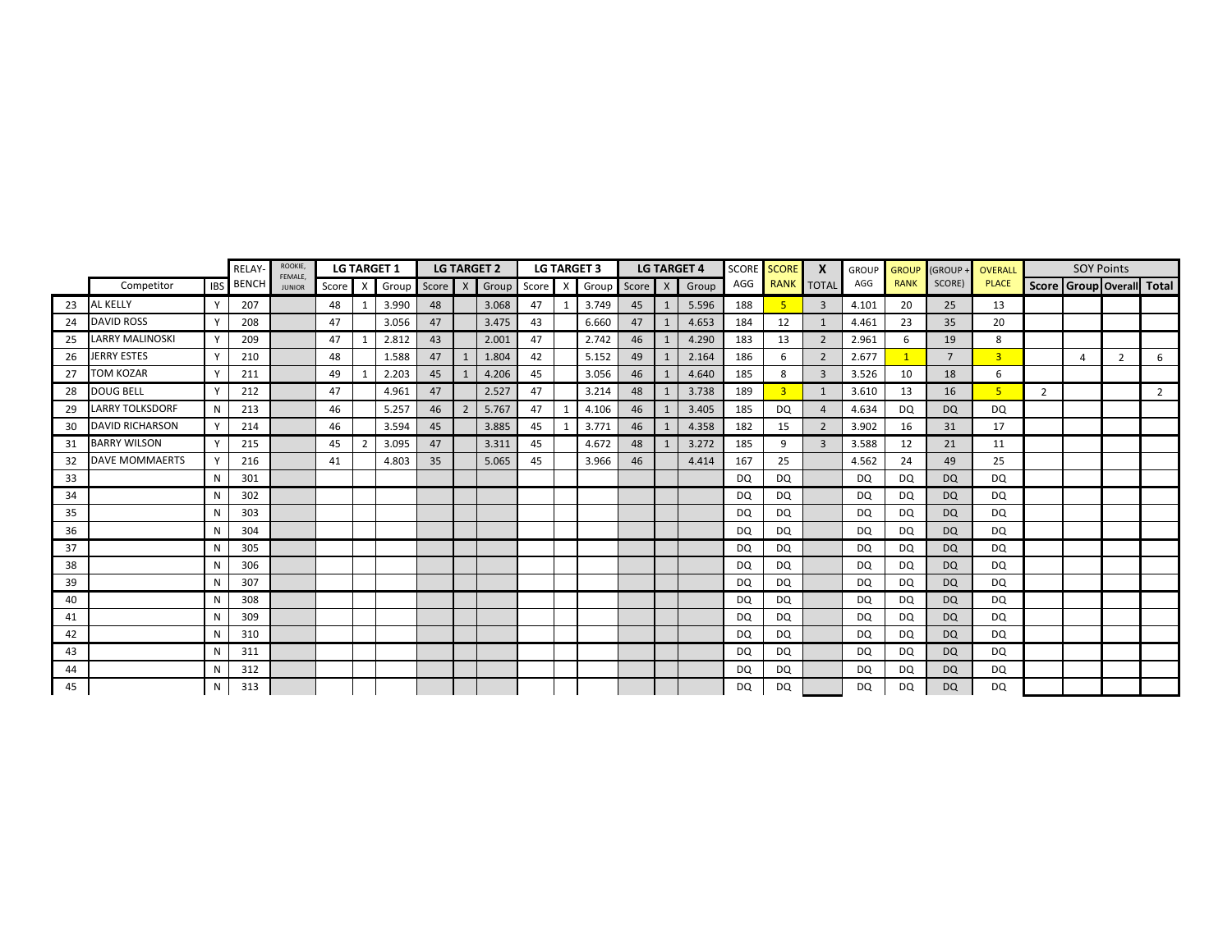| | | | RELAY- | ROOKIE, FEMALE, JUNIOR | LG TARGET 1 | | | LG TARGET 2 | | | LG TARGET 3 | | | LG TARGET 4 | | | SCORE | SCORE | X | GROUP | GROUP | (GROUP + | OVERALL | SOY Points | | | |
|---|---|---|---|---|---|---|---|---|---|---|---|---|---|---|---|---|---|---|---|---|---|---|---|---|---|---|---|
| | Competitor | IBS | BENCH | | Score | X | Group | Score | X | Group | Score | X | Group | Score | X | Group | AGG | RANK | TOTAL | AGG | RANK | SCORE) | PLACE | Score | Group | Overall | Total |
| 23 | AL KELLY | Y | 207 | | 48 | 1 | 3.990 | 48 | | 3.068 | 47 | 1 | 3.749 | 45 | 1 | 5.596 | 188 | 5 | 3 | 4.101 | 20 | 25 | 13 | | | | |
| 24 | DAVID ROSS | Y | 208 | | 47 | | 3.056 | 47 | | 3.475 | 43 | | 6.660 | 47 | 1 | 4.653 | 184 | 12 | 1 | 4.461 | 23 | 35 | 20 | | | | |
| 25 | LARRY MALINOSKI | Y | 209 | | 47 | 1 | 2.812 | 43 | | 2.001 | 47 | | 2.742 | 46 | 1 | 4.290 | 183 | 13 | 2 | 2.961 | 6 | 19 | 8 | | | | |
| 26 | JERRY ESTES | Y | 210 | | 48 | | 1.588 | 47 | 1 | 1.804 | 42 | | 5.152 | 49 | 1 | 2.164 | 186 | 6 | 2 | 2.677 | 1 | 7 | 3 | | 4 | 2 | 6 |
| 27 | TOM KOZAR | Y | 211 | | 49 | 1 | 2.203 | 45 | 1 | 4.206 | 45 | | 3.056 | 46 | 1 | 4.640 | 185 | 8 | 3 | 3.526 | 10 | 18 | 6 | | | | |
| 28 | DOUG BELL | Y | 212 | | 47 | | 4.961 | 47 | | 2.527 | 47 | | 3.214 | 48 | 1 | 3.738 | 189 | 3 | 1 | 3.610 | 13 | 16 | 5 | 2 | | | 2 |
| 29 | LARRY TOLKSDORF | N | 213 | | 46 | | 5.257 | 46 | 2 | 5.767 | 47 | 1 | 4.106 | 46 | 1 | 3.405 | 185 | DQ | 4 | 4.634 | DQ | DQ | DQ | | | | |
| 30 | DAVID RICHARSON | Y | 214 | | 46 | | 3.594 | 45 | | 3.885 | 45 | 1 | 3.771 | 46 | 1 | 4.358 | 182 | 15 | 2 | 3.902 | 16 | 31 | 17 | | | | |
| 31 | BARRY WILSON | Y | 215 | | 45 | 2 | 3.095 | 47 | | 3.311 | 45 | | 4.672 | 48 | 1 | 3.272 | 185 | 9 | 3 | 3.588 | 12 | 21 | 11 | | | | |
| 32 | DAVE MOMMAERTS | Y | 216 | | 41 | | 4.803 | 35 | | 5.065 | 45 | | 3.966 | 46 | | 4.414 | 167 | 25 | | 4.562 | 24 | 49 | 25 | | | | |
| 33 | | N | 301 | | | | | | | | | | | | | | DQ | DQ | | DQ | DQ | DQ | DQ | | | | |
| 34 | | N | 302 | | | | | | | | | | | | | | DQ | DQ | | DQ | DQ | DQ | DQ | | | | |
| 35 | | N | 303 | | | | | | | | | | | | | | DQ | DQ | | DQ | DQ | DQ | DQ | | | | |
| 36 | | N | 304 | | | | | | | | | | | | | | DQ | DQ | | DQ | DQ | DQ | DQ | | | | |
| 37 | | N | 305 | | | | | | | | | | | | | | DQ | DQ | | DQ | DQ | DQ | DQ | | | | |
| 38 | | N | 306 | | | | | | | | | | | | | | DQ | DQ | | DQ | DQ | DQ | DQ | | | | |
| 39 | | N | 307 | | | | | | | | | | | | | | DQ | DQ | | DQ | DQ | DQ | DQ | | | | |
| 40 | | N | 308 | | | | | | | | | | | | | | DQ | DQ | | DQ | DQ | DQ | DQ | | | | |
| 41 | | N | 309 | | | | | | | | | | | | | | DQ | DQ | | DQ | DQ | DQ | DQ | | | | |
| 42 | | N | 310 | | | | | | | | | | | | | | DQ | DQ | | DQ | DQ | DQ | DQ | | | | |
| 43 | | N | 311 | | | | | | | | | | | | | | DQ | DQ | | DQ | DQ | DQ | DQ | | | | |
| 44 | | N | 312 | | | | | | | | | | | | | | DQ | DQ | | DQ | DQ | DQ | DQ | | | | |
| 45 | | N | 313 | | | | | | | | | | | | | | DQ | DQ | | DQ | DQ | DQ | DQ | | | | |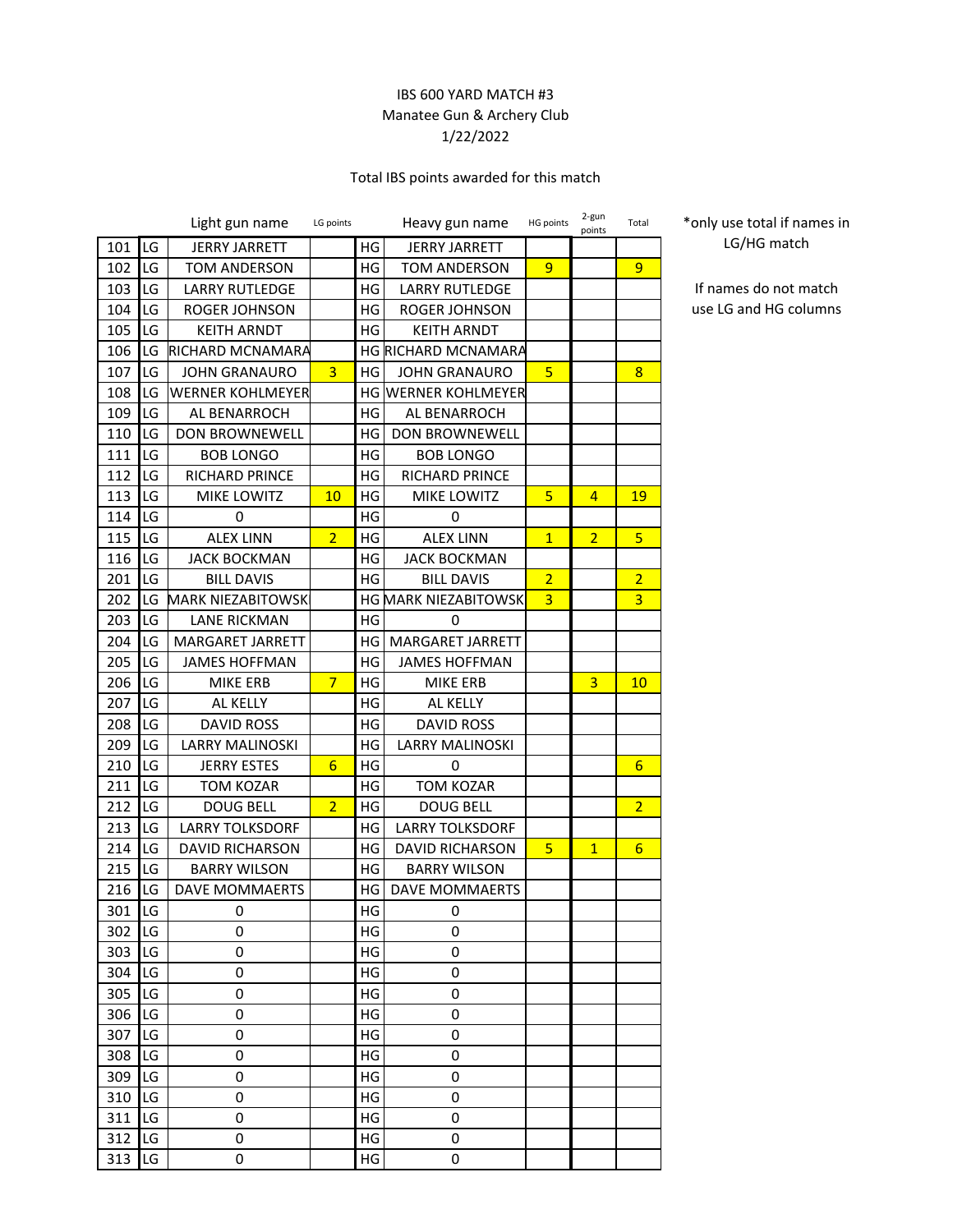IBS 600 YARD MATCH #3
Manatee Gun & Archery Club
1/22/2022

Total IBS points awarded for this match

| | | Light gun name | LG points | | Heavy gun name | HG points | 2-gun points | Total |
|---|---|---|---|---|---|---|---|---|
| 101 | LG | JERRY JARRETT | | HG | JERRY JARRETT | | | |
| 102 | LG | TOM ANDERSON | | HG | TOM ANDERSON | 9 | | 9 |
| 103 | LG | LARRY RUTLEDGE | | HG | LARRY RUTLEDGE | | | |
| 104 | LG | ROGER JOHNSON | | HG | ROGER JOHNSON | | | |
| 105 | LG | KEITH ARNDT | | HG | KEITH ARNDT | | | |
| 106 | LG | RICHARD MCNAMARA | | HG | RICHARD MCNAMARA | | | |
| 107 | LG | JOHN GRANAURO | 3 | HG | JOHN GRANAURO | 5 | | 8 |
| 108 | LG | WERNER KOHLMEYER | | HG | WERNER KOHLMEYER | | | |
| 109 | LG | AL BENARROCH | | HG | AL BENARROCH | | | |
| 110 | LG | DON BROWNEWELL | | HG | DON BROWNEWELL | | | |
| 111 | LG | BOB LONGO | | HG | BOB LONGO | | | |
| 112 | LG | RICHARD PRINCE | | HG | RICHARD PRINCE | | | |
| 113 | LG | MIKE LOWITZ | 10 | HG | MIKE LOWITZ | 5 | 4 | 19 |
| 114 | LG | 0 | | HG | 0 | | | |
| 115 | LG | ALEX LINN | 2 | HG | ALEX LINN | 1 | 2 | 5 |
| 116 | LG | JACK BOCKMAN | | HG | JACK BOCKMAN | | | |
| 201 | LG | BILL DAVIS | | HG | BILL DAVIS | 2 | | 2 |
| 202 | LG | MARK NIEZABITOWSK | | HG | MARK NIEZABITOWSK | 3 | | 3 |
| 203 | LG | LANE RICKMAN | | HG | 0 | | | |
| 204 | LG | MARGARET JARRETT | | HG | MARGARET JARRETT | | | |
| 205 | LG | JAMES HOFFMAN | | HG | JAMES HOFFMAN | | | |
| 206 | LG | MIKE ERB | 7 | HG | MIKE ERB | | 3 | 10 |
| 207 | LG | AL KELLY | | HG | AL KELLY | | | |
| 208 | LG | DAVID ROSS | | HG | DAVID ROSS | | | |
| 209 | LG | LARRY MALINOSKI | | HG | LARRY MALINOSKI | | | |
| 210 | LG | JERRY ESTES | 6 | HG | 0 | | | 6 |
| 211 | LG | TOM KOZAR | | HG | TOM KOZAR | | | |
| 212 | LG | DOUG BELL | 2 | HG | DOUG BELL | | | 2 |
| 213 | LG | LARRY TOLKSDORF | | HG | LARRY TOLKSDORF | | | |
| 214 | LG | DAVID RICHARSON | | HG | DAVID RICHARSON | 5 | 1 | 6 |
| 215 | LG | BARRY WILSON | | HG | BARRY WILSON | | | |
| 216 | LG | DAVE MOMMAERTS | | HG | DAVE MOMMAERTS | | | |
| 301 | LG | 0 | | HG | 0 | | | |
| 302 | LG | 0 | | HG | 0 | | | |
| 303 | LG | 0 | | HG | 0 | | | |
| 304 | LG | 0 | | HG | 0 | | | |
| 305 | LG | 0 | | HG | 0 | | | |
| 306 | LG | 0 | | HG | 0 | | | |
| 307 | LG | 0 | | HG | 0 | | | |
| 308 | LG | 0 | | HG | 0 | | | |
| 309 | LG | 0 | | HG | 0 | | | |
| 310 | LG | 0 | | HG | 0 | | | |
| 311 | LG | 0 | | HG | 0 | | | |
| 312 | LG | 0 | | HG | 0 | | | |
| 313 | LG | 0 | | HG | 0 | | | |

*only use total if names in LG/HG match

If names do not match use LG and HG columns